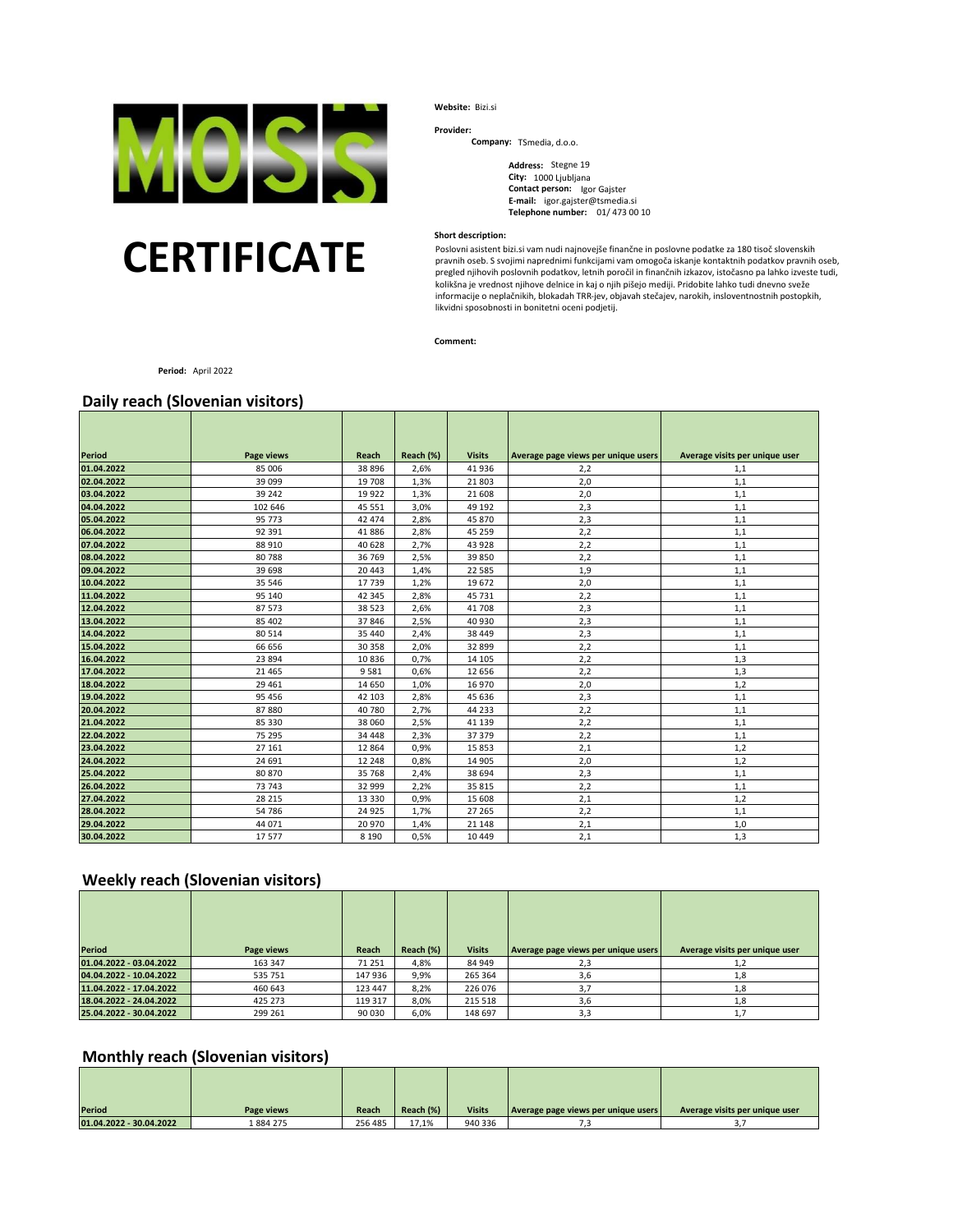# CERTIFICATE

**Website:** Bizi.si

**Provider:**

**Company:** TSmedia, d.o.o.

**Address:** Stegne 19
**City:** 1000 Ljubljana
**Contact person:** Igor Gajster
**E-mail:** igor.gajster@tsmedia.si
**Telephone number:** 01/ 473 00 10

**Short description:**

Poslovni asistent bizi.si vam nudi najnovejše finančne in poslovne podatke za 180 tisoč slovenskih pravnih oseb. S svojimi naprednimi funkcijami vam omogoča iskanje kontaktnih podatkov pravnih oseb, pregled njihovih poslovnih podatkov, letnih poročil in finančnih izkazov, istočasno pa lahko izveste tudi, kolikšna je vrednost njihove delnice in kaj o njih pišejo mediji. Pridobite lahko tudi dnevno sveže informacije o neplačnikih, blokadah TRR-jev, objavah stečajev, narokih, insloventnostnih postopkih, likvidni sposobnosti in bonitetni oceni podjetij.

**Comment:**

**Period:** April 2022

## Daily reach (Slovenian visitors)

| Period | Page views | Reach | Reach (%) | Visits | Average page views per unique users | Average visits per unique user |
|---|---|---|---|---|---|---|
| 01.04.2022 | 85 006 | 38 896 | 2,6% | 41 936 | 2,2 | 1,1 |
| 02.04.2022 | 39 099 | 19 708 | 1,3% | 21 803 | 2,0 | 1,1 |
| 03.04.2022 | 39 242 | 19 922 | 1,3% | 21 608 | 2,0 | 1,1 |
| 04.04.2022 | 102 646 | 45 551 | 3,0% | 49 192 | 2,3 | 1,1 |
| 05.04.2022 | 95 773 | 42 474 | 2,8% | 45 870 | 2,3 | 1,1 |
| 06.04.2022 | 92 391 | 41 886 | 2,8% | 45 259 | 2,2 | 1,1 |
| 07.04.2022 | 88 910 | 40 628 | 2,7% | 43 928 | 2,2 | 1,1 |
| 08.04.2022 | 80 788 | 36 769 | 2,5% | 39 850 | 2,2 | 1,1 |
| 09.04.2022 | 39 698 | 20 443 | 1,4% | 22 585 | 1,9 | 1,1 |
| 10.04.2022 | 35 546 | 17 739 | 1,2% | 19 672 | 2,0 | 1,1 |
| 11.04.2022 | 95 140 | 42 345 | 2,8% | 45 731 | 2,2 | 1,1 |
| 12.04.2022 | 87 573 | 38 523 | 2,6% | 41 708 | 2,3 | 1,1 |
| 13.04.2022 | 85 402 | 37 846 | 2,5% | 40 930 | 2,3 | 1,1 |
| 14.04.2022 | 80 514 | 35 440 | 2,4% | 38 449 | 2,3 | 1,1 |
| 15.04.2022 | 66 656 | 30 358 | 2,0% | 32 899 | 2,2 | 1,1 |
| 16.04.2022 | 23 894 | 10 836 | 0,7% | 14 105 | 2,2 | 1,3 |
| 17.04.2022 | 21 465 | 9 581 | 0,6% | 12 656 | 2,2 | 1,3 |
| 18.04.2022 | 29 461 | 14 650 | 1,0% | 16 970 | 2,0 | 1,2 |
| 19.04.2022 | 95 456 | 42 103 | 2,8% | 45 636 | 2,3 | 1,1 |
| 20.04.2022 | 87 880 | 40 780 | 2,7% | 44 233 | 2,2 | 1,1 |
| 21.04.2022 | 85 330 | 38 060 | 2,5% | 41 139 | 2,2 | 1,1 |
| 22.04.2022 | 75 295 | 34 448 | 2,3% | 37 379 | 2,2 | 1,1 |
| 23.04.2022 | 27 161 | 12 864 | 0,9% | 15 853 | 2,1 | 1,2 |
| 24.04.2022 | 24 691 | 12 248 | 0,8% | 14 905 | 2,0 | 1,2 |
| 25.04.2022 | 80 870 | 35 768 | 2,4% | 38 694 | 2,3 | 1,1 |
| 26.04.2022 | 73 743 | 32 999 | 2,2% | 35 815 | 2,2 | 1,1 |
| 27.04.2022 | 28 215 | 13 330 | 0,9% | 15 608 | 2,1 | 1,2 |
| 28.04.2022 | 54 786 | 24 925 | 1,7% | 27 265 | 2,2 | 1,1 |
| 29.04.2022 | 44 071 | 20 970 | 1,4% | 21 148 | 2,1 | 1,0 |
| 30.04.2022 | 17 577 | 8 190 | 0,5% | 10 449 | 2,1 | 1,3 |

## Weekly reach (Slovenian visitors)

| Period | Page views | Reach | Reach (%) | Visits | Average page views per unique users | Average visits per unique user |
|---|---|---|---|---|---|---|
| 01.04.2022 - 03.04.2022 | 163 347 | 71 251 | 4,8% | 84 949 | 2,3 | 1,2 |
| 04.04.2022 - 10.04.2022 | 535 751 | 147 936 | 9,9% | 265 364 | 3,6 | 1,8 |
| 11.04.2022 - 17.04.2022 | 460 643 | 123 447 | 8,2% | 226 076 | 3,7 | 1,8 |
| 18.04.2022 - 24.04.2022 | 425 273 | 119 317 | 8,0% | 215 518 | 3,6 | 1,8 |
| 25.04.2022 - 30.04.2022 | 299 261 | 90 030 | 6,0% | 148 697 | 3,3 | 1,7 |

## Monthly reach (Slovenian visitors)

| Period | Page views | Reach | Reach (%) | Visits | Average page views per unique users | Average visits per unique user |
|---|---|---|---|---|---|---|
| 01.04.2022 - 30.04.2022 | 1 884 275 | 256 485 | 17,1% | 940 336 | 7,3 | 3,7 |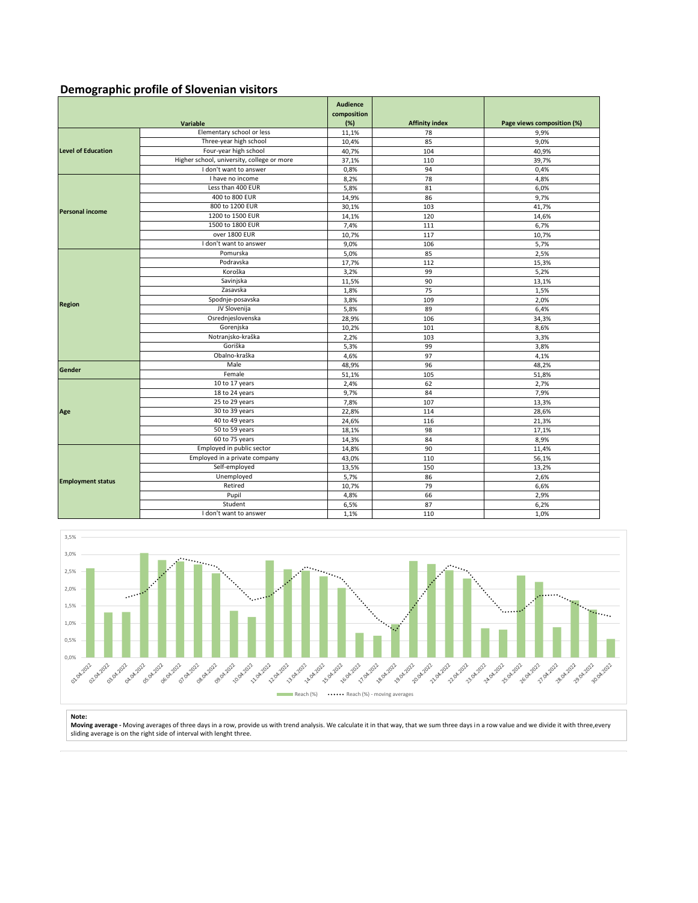## Demographic profile of Slovenian visitors

| Variable | | Audience composition (%) | Affinity index | Page views composition (%) |
|---|---|---|---|---|
| **Level of Education** | Elementary school or less | 11,1% | 78 | 9,9% |
| | Three-year high school | 10,4% | 85 | 9,0% |
| | Four-year high school | 40,7% | 104 | 40,9% |
| | Higher school, university, college or more | 37,1% | 110 | 39,7% |
| | I don't want to answer | 0,8% | 94 | 0,4% |
| **Personal income** | I have no income | 8,2% | 78 | 4,8% |
| | Less than 400 EUR | 5,8% | 81 | 6,0% |
| | 400 to 800 EUR | 14,9% | 86 | 9,7% |
| | 800 to 1200 EUR | 30,1% | 103 | 41,7% |
| | 1200 to 1500 EUR | 14,1% | 120 | 14,6% |
| | 1500 to 1800 EUR | 7,4% | 111 | 6,7% |
| | over 1800 EUR | 10,7% | 117 | 10,7% |
| | I don't want to answer | 9,0% | 106 | 5,7% |
| **Region** | Pomurska | 5,0% | 85 | 2,5% |
| | Podravska | 17,7% | 112 | 15,3% |
| | Koroška | 3,2% | 99 | 5,2% |
| | Savinjska | 11,5% | 90 | 13,1% |
| | Zasavska | 1,8% | 75 | 1,5% |
| | Spodnje-posavska | 3,8% | 109 | 2,0% |
| | JV Slovenija | 5,8% | 89 | 6,4% |
| | Osrednjeslovenska | 28,9% | 106 | 34,3% |
| | Gorenjska | 10,2% | 101 | 8,6% |
| | Notranjsko-kraška | 2,2% | 103 | 3,3% |
| | Goriška | 5,3% | 99 | 3,8% |
| | Obalno-kraška | 4,6% | 97 | 4,1% |
| **Gender** | Male | 48,9% | 96 | 48,2% |
| | Female | 51,1% | 105 | 51,8% |
| **Age** | 10 to 17 years | 2,4% | 62 | 2,7% |
| | 18 to 24 years | 9,7% | 84 | 7,9% |
| | 25 to 29 years | 7,8% | 107 | 13,3% |
| | 30 to 39 years | 22,8% | 114 | 28,6% |
| | 40 to 49 years | 24,6% | 116 | 21,3% |
| | 50 to 59 years | 18,1% | 98 | 17,1% |
| | 60 to 75 years | 14,3% | 84 | 8,9% |
| **Employment status** | Employed in public sector | 14,8% | 90 | 11,4% |
| | Employed in a private company | 43,0% | 110 | 56,1% |
| | Self-employed | 13,5% | 150 | 13,2% |
| | Unemployed | 5,7% | 86 | 2,6% |
| | Retired | 10,7% | 79 | 6,6% |
| | Pupil | 4,8% | 66 | 2,9% |
| | Student | 6,5% | 87 | 6,2% |
| | I don't want to answer | 1,1% | 110 | 1,0% |

**Note:**

**Moving average -** Moving averages of three days in a row, provide us with trend analysis. We calculate it in that way, that we sum three days in a row value and we divide it with three,every sliding average is on the right side of interval with lenght three.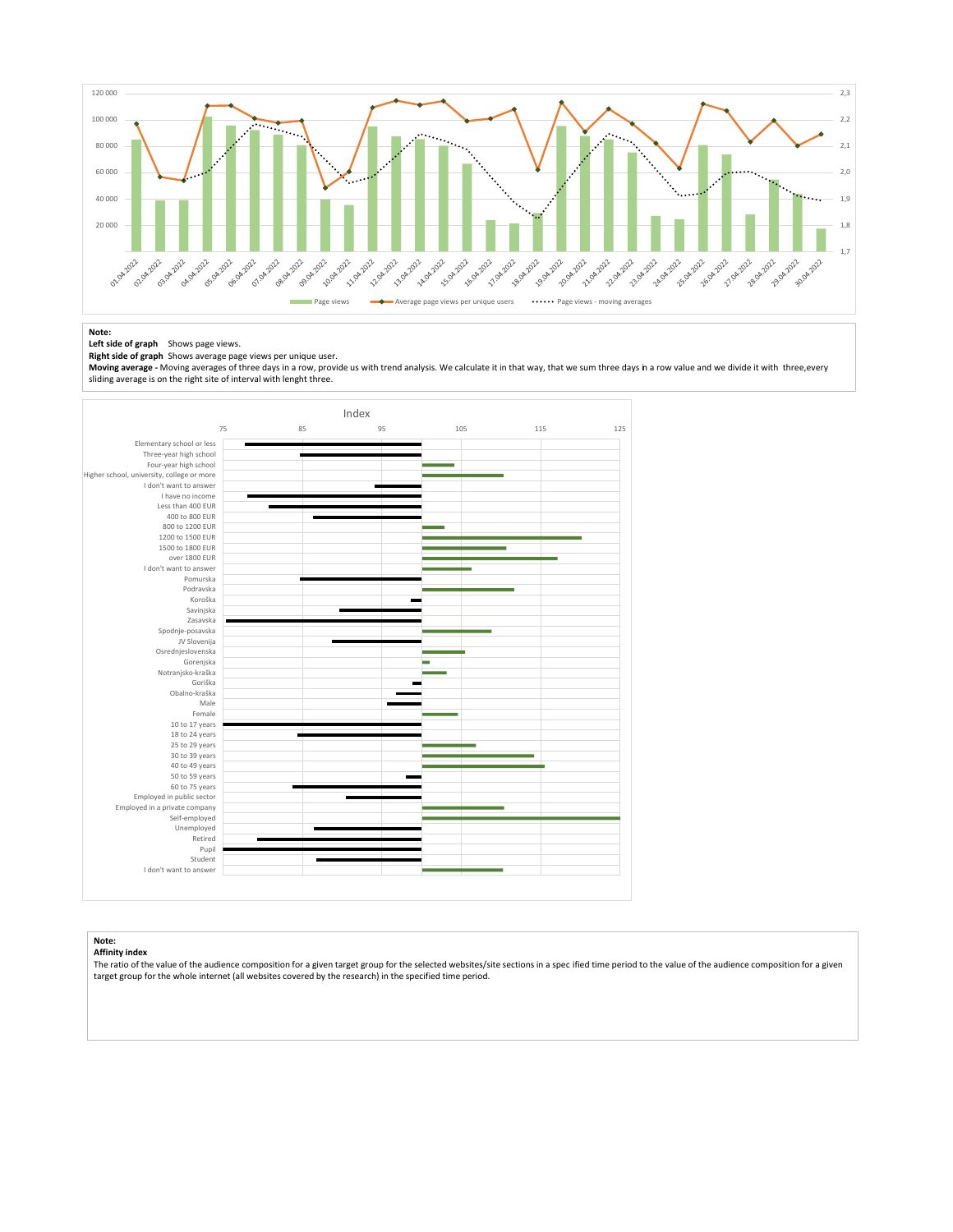**Note:**

**Left side of graph** Shows page views.

**Right side of graph** Shows average page views per unique user.

**Moving average -** Moving averages of three days in a row, provide us with trend analysis. We calculate it in that way, that we sum three days in a row value and we divide it with three,every sliding average is on the right site of interval with lenght three.

**Note:**

**Affinity index**

The ratio of the value of the audience composition for a given target group for the selected websites/site sections in a spec ified time period to the value of the audience composition for a given target group for the whole internet (all websites covered by the research) in the specified time period.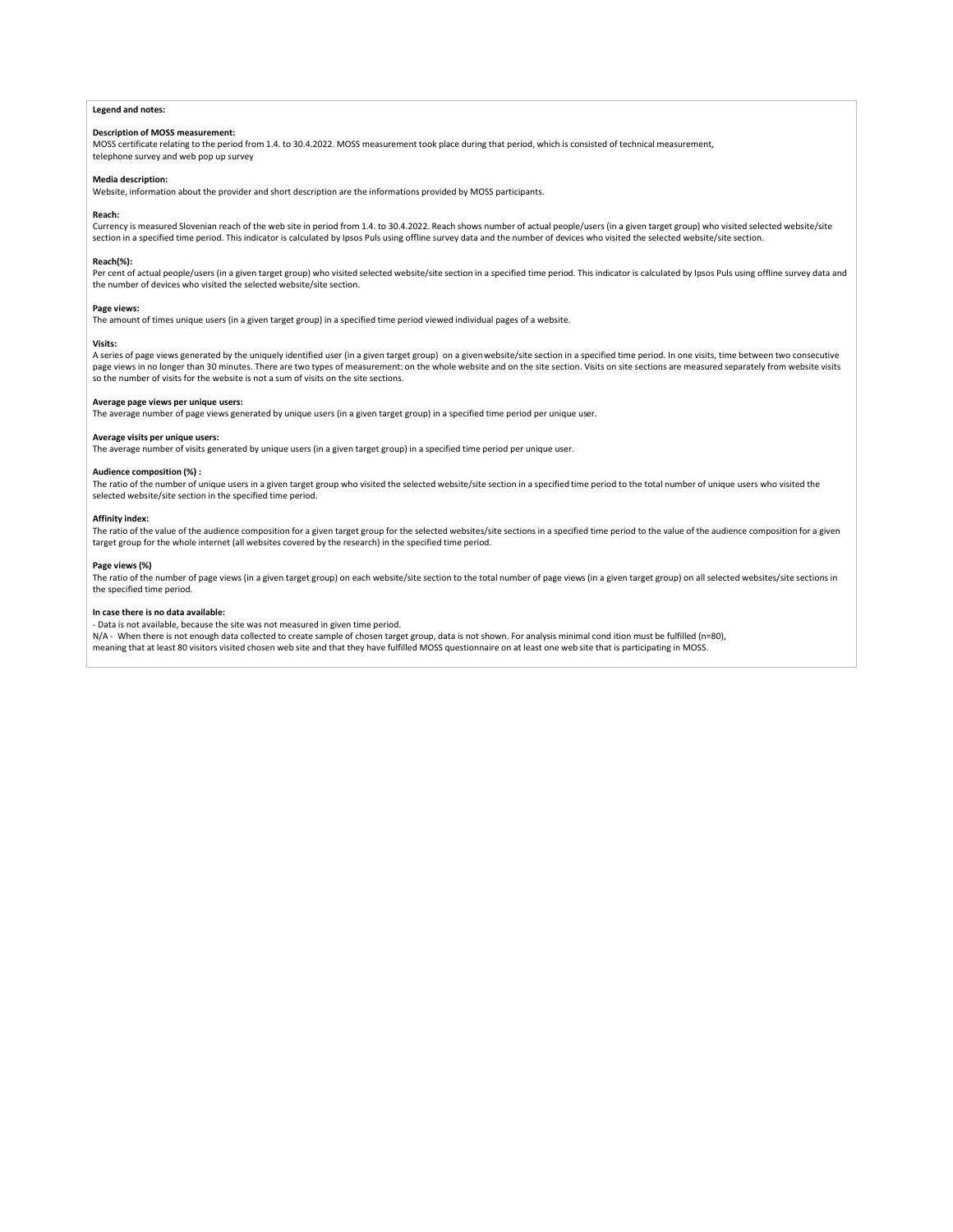**Legend and notes:**

**Description of MOSS measurement:**

MOSS certificate relating to the period from 1.4. to 30.4.2022. MOSS measurement took place during that period, which is consisted of technical measurement, telephone survey and web pop up survey

**Media description:**

Website, information about the provider and short description are the informations provided by MOSS participants.

**Reach:**

Currency is measured Slovenian reach of the web site in period from 1.4. to 30.4.2022. Reach shows number of actual people/users (in a given target group) who visited selected website/site section in a specified time period. This indicator is calculated by Ipsos Puls using offline survey data and the number of devices who visited the selected website/site section.

**Reach(%):**

Per cent of actual people/users (in a given target group) who visited selected website/site section in a specified time period. This indicator is calculated by Ipsos Puls using offline survey data and the number of devices who visited the selected website/site section.

**Page views:**

The amount of times unique users (in a given target group) in a specified time period viewed individual pages of a website.

**Visits:**

A series of page views generated by the uniquely identified user (in a given target group) on a given website/site section in a specified time period. In one visits, time between two consecutive page views in no longer than 30 minutes. There are two types of measurement: on the whole website and on the site section. Visits on site sections are measured separately from website visits so the number of visits for the website is not a sum of visits on the site sections.

**Average page views per unique users:**

The average number of page views generated by unique users (in a given target group) in a specified time period per unique user.

**Average visits per unique users:**

The average number of visits generated by unique users (in a given target group) in a specified time period per unique user.

**Audience composition (%) :**

The ratio of the number of unique users in a given target group who visited the selected website/site section in a specified time period to the total number of unique users who visited the selected website/site section in the specified time period.

**Affinity index:**

The ratio of the value of the audience composition for a given target group for the selected websites/site sections in a specified time period to the value of the audience composition for a given target group for the whole internet (all websites covered by the research) in the specified time period.

**Page views (%)**

The ratio of the number of page views (in a given target group) on each website/site section to the total number of page views (in a given target group) on all selected websites/site sections in the specified time period.

**In case there is no data available:**

- Data is not available, because the site was not measured in given time period.

N/A - When there is not enough data collected to create sample of chosen target group, data is not shown. For analysis minimal cond ition must be fulfilled (n=80), meaning that at least 80 visitors visited chosen web site and that they have fulfilled MOSS questionnaire on at least one web site that is participating in MOSS.